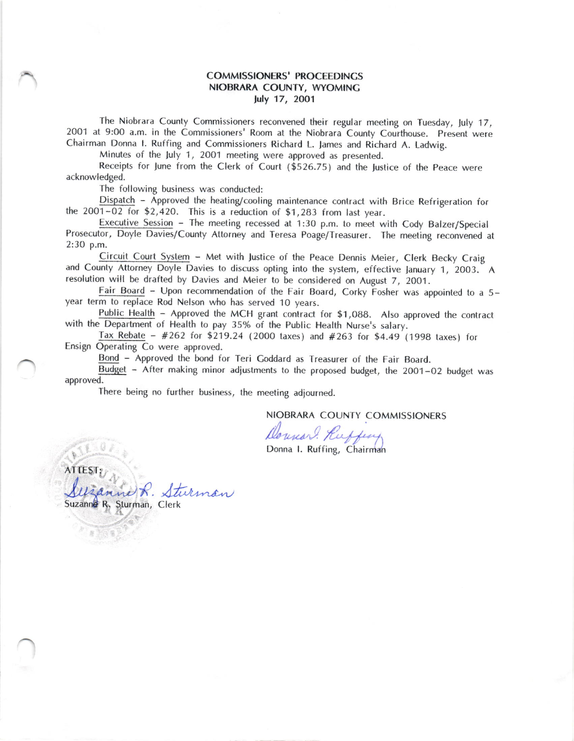# COMMISSIONERS' PROCEEDINGS
# NIOBRARA COUNTY, WYOMING
## July 17, 2001

The Niobrara County Commissioners reconvened their regular meeting on Tuesday, July 17, 2001 at 9:00 a.m. in the Commissioners' Room at the Niobrara County Courthouse. Present were Chairman Donna I. Ruffing and Commissioners Richard L. James and Richard A. Ladwig.

Minutes of the July 1, 2001 meeting were approved as presented.

Receipts for June from the Clerk of Court ($526.75) and the Justice of the Peace were acknowledged.

The following business was conducted:

Dispatch – Approved the heating/cooling maintenance contract with Brice Refrigeration for the 2001-02 for $2,420. This is a reduction of $1,283 from last year.

Executive Session – The meeting recessed at 1:30 p.m. to meet with Cody Balzer/Special Prosecutor, Doyle Davies/County Attorney and Teresa Poage/Treasurer. The meeting reconvened at 2:30 p.m.

Circuit Court System – Met with Justice of the Peace Dennis Meier, Clerk Becky Craig and County Attorney Doyle Davies to discuss opting into the system, effective January 1, 2003. A resolution will be drafted by Davies and Meier to be considered on August 7, 2001.

Fair Board – Upon recommendation of the Fair Board, Corky Fosher was appointed to a 5-year term to replace Rod Nelson who has served 10 years.

Public Health – Approved the MCH grant contract for $1,088. Also approved the contract with the Department of Health to pay 35% of the Public Health Nurse's salary.

Tax Rebate – #262 for $219.24 (2000 taxes) and #263 for $4.49 (1998 taxes) for Ensign Operating Co were approved.

Bond – Approved the bond for Teri Goddard as Treasurer of the Fair Board.

Budget – After making minor adjustments to the proposed budget, the 2001-02 budget was approved.

There being no further business, the meeting adjourned.

NIOBRARA COUNTY COMMISSIONERS

Donna I. Ruffing

Donna I. Ruffing, Chairman

ATTEST:

Suzanne R. Sturman

Suzanne R. Sturman, Clerk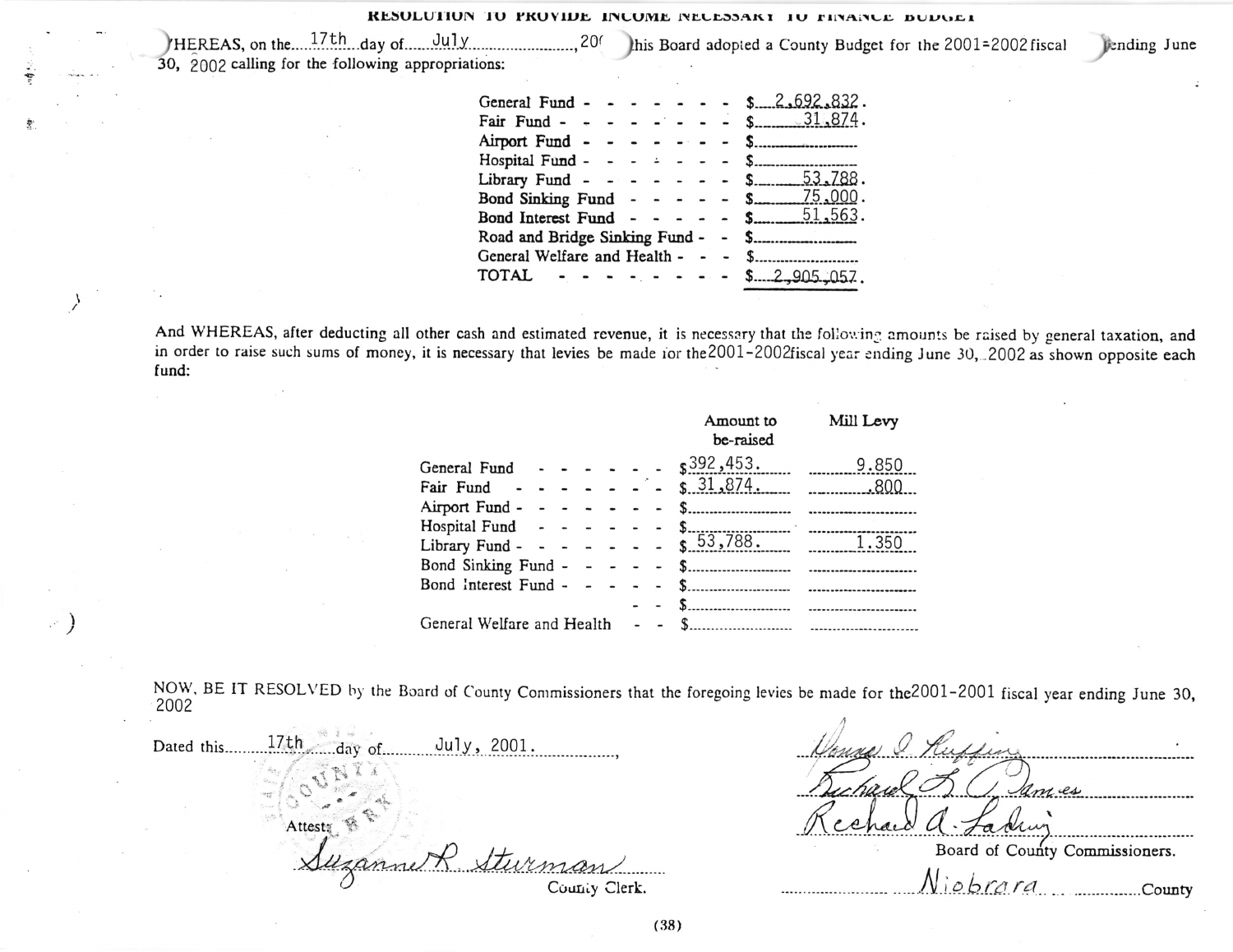# RESOLUTION TO PROVIDE INCOME NECESSARY TO FINANCE BUDGET

WHEREAS, on the 17th day of July, 200 this Board adopted a County Budget for the 2001-2002 fiscal ending June 30, 2002 calling for the following appropriations:

| | |
|---|---|
| General Fund | $ 2,692,832. |
| Fair Fund | $ 31,874. |
| Airport Fund | $ |
| Hospital Fund | $ |
| Library Fund | $ 53,788. |
| Bond Sinking Fund | $ 75,000. |
| Bond Interest Fund | $ 51,563. |
| Road and Bridge Sinking Fund | $ |
| General Welfare and Health | $ |
| TOTAL | $ 2,905,057. |

And WHEREAS, after deducting all other cash and estimated revenue, it is necessary that the following amounts be raised by general taxation, and in order to raise such sums of money, it is necessary that levies be made for the 2001-2002 fiscal year ending June 30, 2002 as shown opposite each fund:

| | Amount to be-raised | Mill Levy |
|---|---|---|
| General Fund | $392,453. | 9.850 |
| Fair Fund | $ 31,874. | .800 |
| Airport Fund | $ | |
| Hospital Fund | $ | |
| Library Fund | $ 53,788. | 1.350 |
| Bond Sinking Fund | $ | |
| Bond Interest Fund | $ | |
| | $ | |
| General Welfare and Health | $ | |

NOW, BE IT RESOLVED by the Board of County Commissioners that the foregoing levies be made for the 2001-2001 fiscal year ending June 30, 2002

Dated this 17th day of July, 2001.

Attest: Suzanne R. Sturman
County Clerk.

Donna I. Ruffing
Richard L. James
Richard A. Ladwig
Board of County Commissioners.

Niobrara County